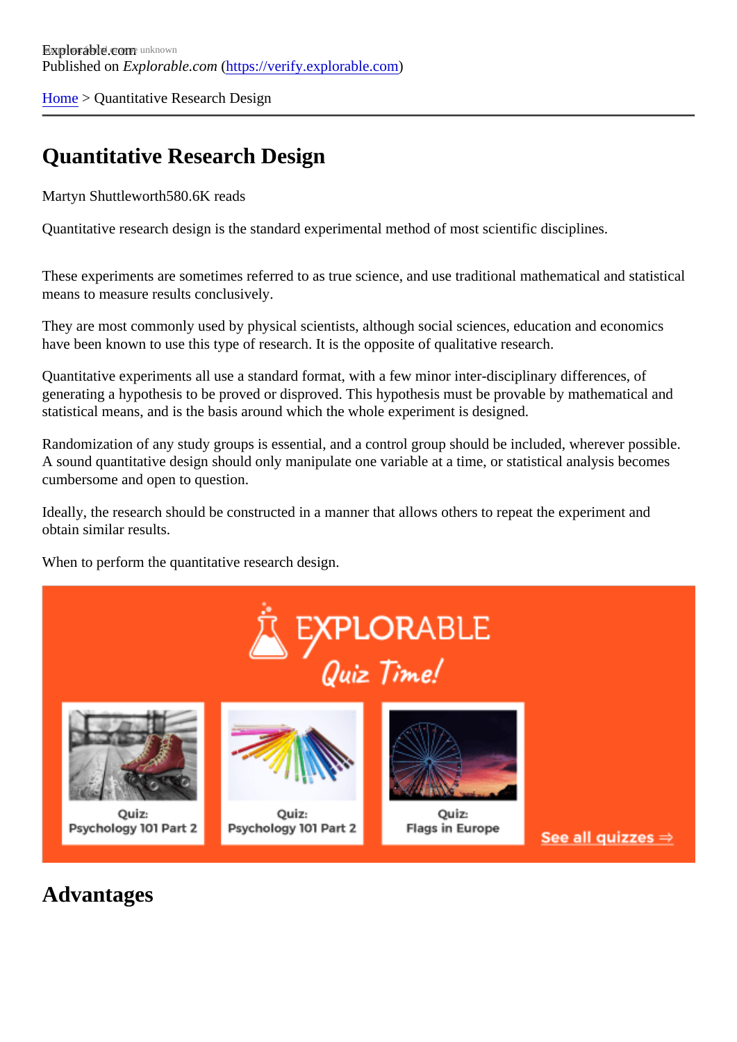Explorable.com
Published on *Explorable.com* (https://verify.explorable.com)

Home > Quantitative Research Design

# Quantitative Research Design

Martyn Shuttleworth580.6K reads

Quantitative research design is the standard experimental method of most scientific disciplines.

These experiments are sometimes referred to as true science, and use traditional mathematical and statistical means to measure results conclusively.

They are most commonly used by physical scientists, although social sciences, education and economics have been known to use this type of research. It is the opposite of qualitative research.

Quantitative experiments all use a standard format, with a few minor inter-disciplinary differences, of generating a hypothesis to be proved or disproved. This hypothesis must be provable by mathematical and statistical means, and is the basis around which the whole experiment is designed.

Randomization of any study groups is essential, and a control group should be included, wherever possible. A sound quantitative design should only manipulate one variable at a time, or statistical analysis becomes cumbersome and open to question.

Ideally, the research should be constructed in a manner that allows others to repeat the experiment and obtain similar results.

When to perform the quantitative research design.

## Advantages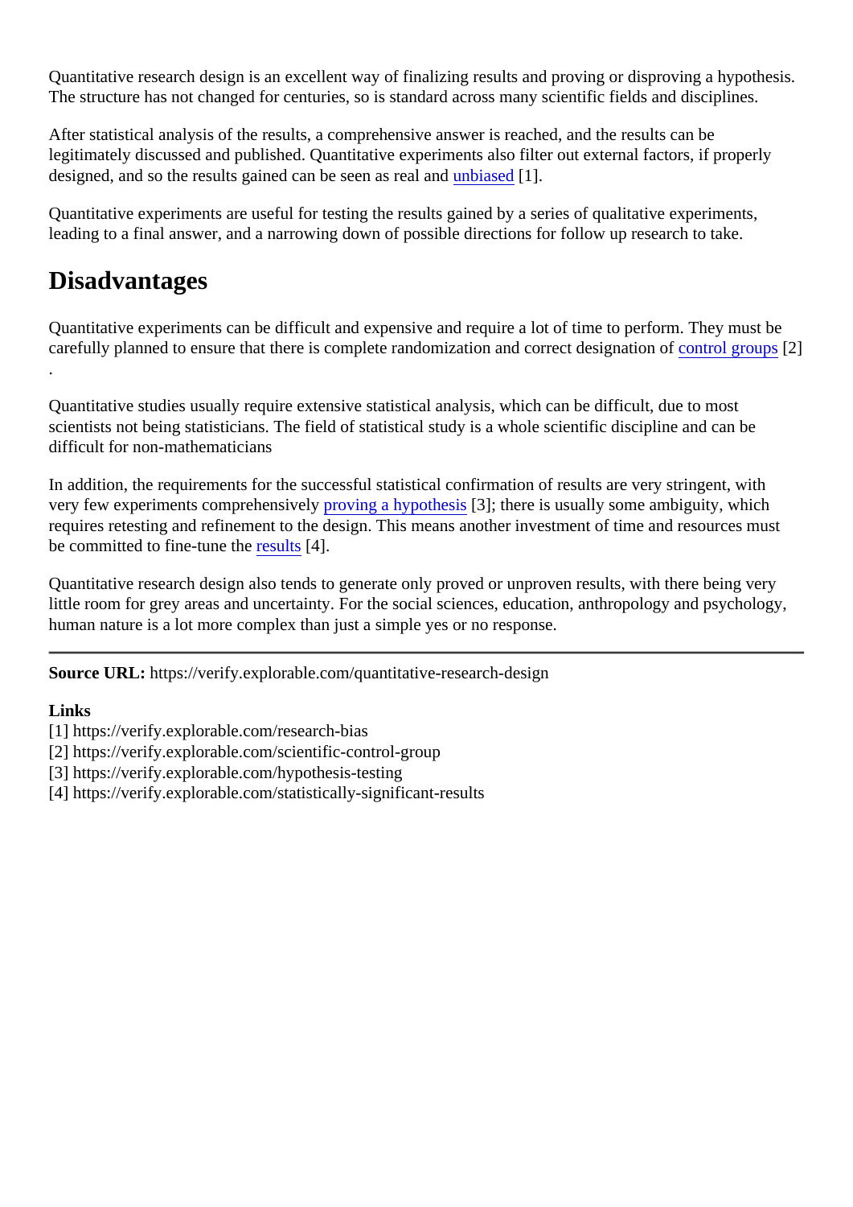Quantitative research design is an excellent way of finalizing results and proving or disproving a hypothesis. The structure has not changed for centuries, so is standard across many scientific fields and disciplines.

After statistical analysis of the results, a comprehensive answer is reached, and the results can be legitimately discussed and published. Quantitative experiments also filter out external factors, if properly designed, and so the results gained can be seen as real and unbiased [1].

Quantitative experiments are useful for testing the results gained by a series of qualitative experiments, leading to a final answer, and a narrowing down of possible directions for follow up research to take.

## Disadvantages

Quantitative experiments can be difficult and expensive and require a lot of time to perform. They must be carefully planned to ensure that there is complete randomization and correct designation of control groups [2].

Quantitative studies usually require extensive statistical analysis, which can be difficult, due to most scientists not being statisticians. The field of statistical study is a whole scientific discipline and can be difficult for non-mathematicians

In addition, the requirements for the successful statistical confirmation of results are very stringent, with very few experiments comprehensively proving a hypothesis [3]; there is usually some ambiguity, which requires retesting and refinement to the design. This means another investment of time and resources must be committed to fine-tune the results [4].

Quantitative research design also tends to generate only proved or unproven results, with there being very little room for grey areas and uncertainty. For the social sciences, education, anthropology and psychology, human nature is a lot more complex than just a simple yes or no response.

---

**Source URL:** https://verify.explorable.com/quantitative-research-design

**Links**
[1] https://verify.explorable.com/research-bias
[2] https://verify.explorable.com/scientific-control-group
[3] https://verify.explorable.com/hypothesis-testing
[4] https://verify.explorable.com/statistically-significant-results